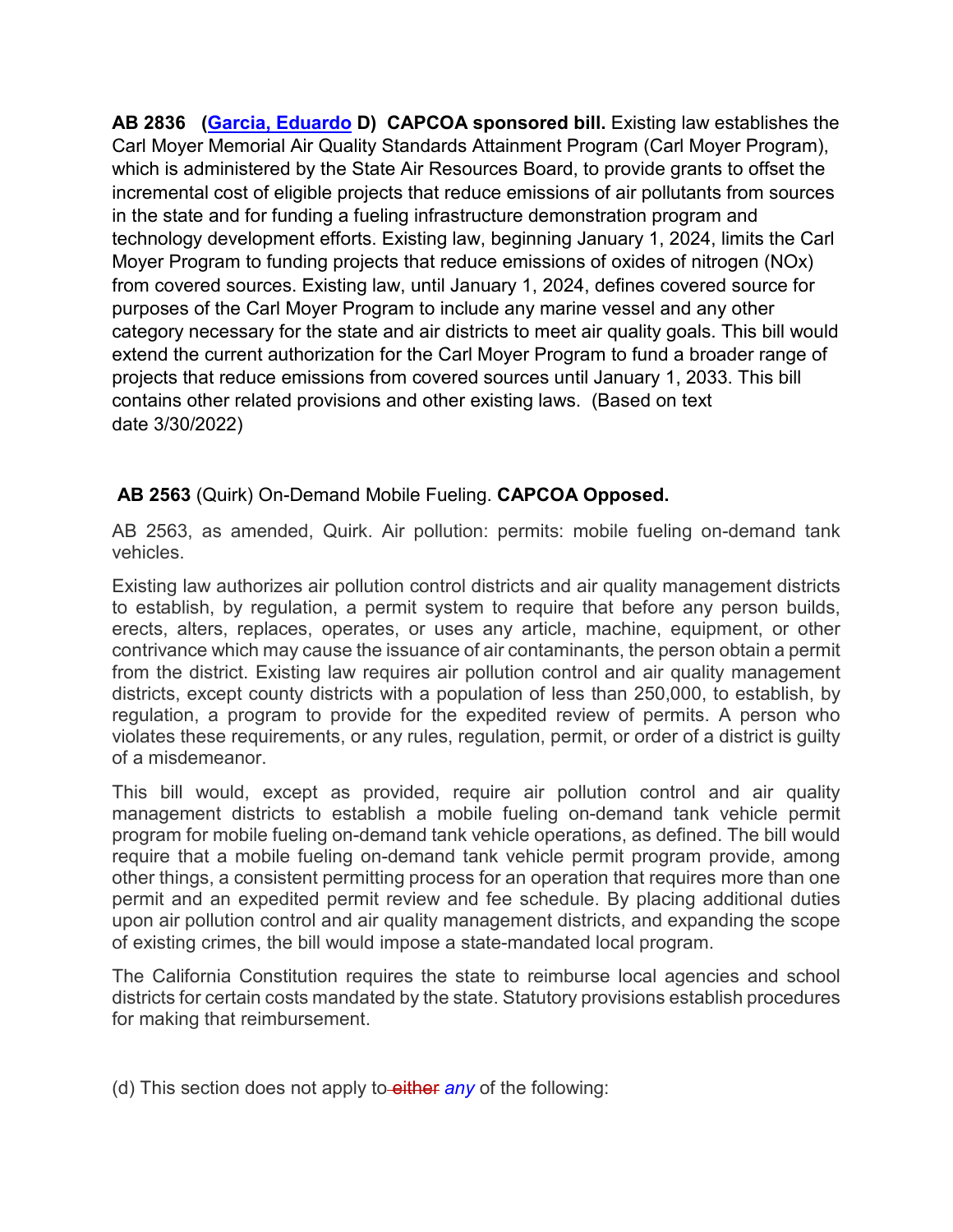**AB 2836 ([Garcia, Eduardo] D) CAPCOA sponsored bill.** Existing law establishes the Carl Moyer Memorial Air Quality Standards Attainment Program (Carl Moyer Program), which is administered by the State Air Resources Board, to provide grants to offset the incremental cost of eligible projects that reduce emissions of air pollutants from sources in the state and for funding a fueling infrastructure demonstration program and technology development efforts. Existing law, beginning January 1, 2024, limits the Carl Moyer Program to funding projects that reduce emissions of oxides of nitrogen (NOx) from covered sources. Existing law, until January 1, 2024, defines covered source for purposes of the Carl Moyer Program to include any marine vessel and any other category necessary for the state and air districts to meet air quality goals. This bill would extend the current authorization for the Carl Moyer Program to fund a broader range of projects that reduce emissions from covered sources until January 1, 2033. This bill contains other related provisions and other existing laws. (Based on text date 3/30/2022)

**AB 2563** (Quirk) On-Demand Mobile Fueling. **CAPCOA Opposed.**

AB 2563, as amended, Quirk. Air pollution: permits: mobile fueling on-demand tank vehicles.

Existing law authorizes air pollution control districts and air quality management districts to establish, by regulation, a permit system to require that before any person builds, erects, alters, replaces, operates, or uses any article, machine, equipment, or other contrivance which may cause the issuance of air contaminants, the person obtain a permit from the district. Existing law requires air pollution control and air quality management districts, except county districts with a population of less than 250,000, to establish, by regulation, a program to provide for the expedited review of permits. A person who violates these requirements, or any rules, regulation, permit, or order of a district is guilty of a misdemeanor.

This bill would, except as provided, require air pollution control and air quality management districts to establish a mobile fueling on-demand tank vehicle permit program for mobile fueling on-demand tank vehicle operations, as defined. The bill would require that a mobile fueling on-demand tank vehicle permit program provide, among other things, a consistent permitting process for an operation that requires more than one permit and an expedited permit review and fee schedule. By placing additional duties upon air pollution control and air quality management districts, and expanding the scope of existing crimes, the bill would impose a state-mandated local program.

The California Constitution requires the state to reimburse local agencies and school districts for certain costs mandated by the state. Statutory provisions establish procedures for making that reimbursement.

(d) This section does not apply to ~~either~~ *any* of the following: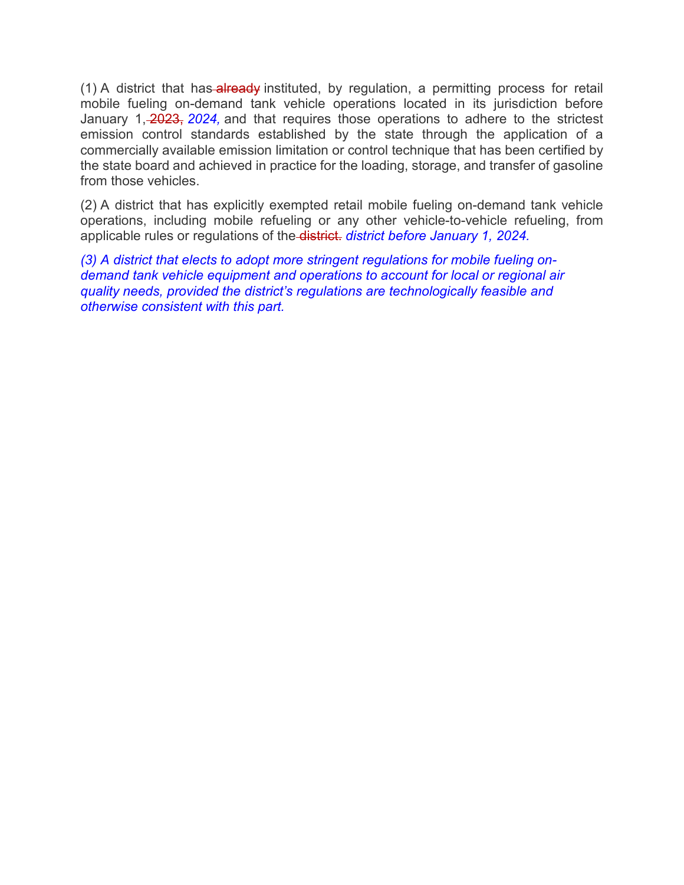(1) A district that has ~~already~~ instituted, by regulation, a permitting process for retail mobile fueling on-demand tank vehicle operations located in its jurisdiction before January 1, ~~2023,~~ *2024,* and that requires those operations to adhere to the strictest emission control standards established by the state through the application of a commercially available emission limitation or control technique that has been certified by the state board and achieved in practice for the loading, storage, and transfer of gasoline from those vehicles.

(2) A district that has explicitly exempted retail mobile fueling on-demand tank vehicle operations, including mobile refueling or any other vehicle-to-vehicle refueling, from applicable rules or regulations of the ~~district.~~ *district before January 1, 2024.*

*(3) A district that elects to adopt more stringent regulations for mobile fueling on-demand tank vehicle equipment and operations to account for local or regional air quality needs, provided the district's regulations are technologically feasible and otherwise consistent with this part.*